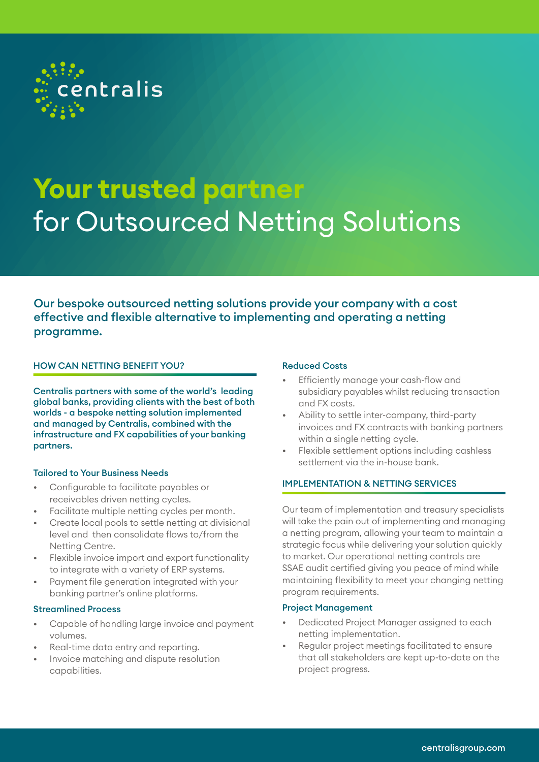centralis

# Your trusted partner for Outsourced Netting Solutions

**Our bespoke outsourced netting solutions provide your company with a cost effective and flexible alternative to implementing and operating a netting programme.**

## HOW CAN NETTING BENEFIT YOU?

**Centralis partners with some of the world's leading global banks, providing clients with the best of both worlds - a bespoke netting solution implemented and managed by Centralis, combined with the infrastructure and FX capabilities of your banking partners.**

### Tailored to Your Business Needs

- Configurable to facilitate payables or receivables driven netting cycles.
- Facilitate multiple netting cycles per month.
- Create local pools to settle netting at divisional level and then consolidate flows to/from the Netting Centre.
- Flexible invoice import and export functionality to integrate with a variety of ERP systems.
- Payment file generation integrated with your banking partner's online platforms.

### Streamlined Process

- Capable of handling large invoice and payment volumes.
- Real-time data entry and reporting.
- Invoice matching and dispute resolution capabilities.

### Reduced Costs

- Efficiently manage your cash-flow and subsidiary payables whilst reducing transaction and FX costs.
- Ability to settle inter-company, third-party invoices and FX contracts with banking partners within a single netting cycle.
- Flexible settlement options including cashless settlement via the in-house bank.

## IMPLEMENTATION & NETTING SERVICES

Our team of implementation and treasury specialists will take the pain out of implementing and managing a netting program, allowing your team to maintain a strategic focus while delivering your solution quickly to market. Our operational netting controls are SSAE audit certified giving you peace of mind while maintaining flexibility to meet your changing netting program requirements.

### Project Management

- Dedicated Project Manager assigned to each netting implementation.
- Regular project meetings facilitated to ensure that all stakeholders are kept up-to-date on the project progress.

centralisgroup.com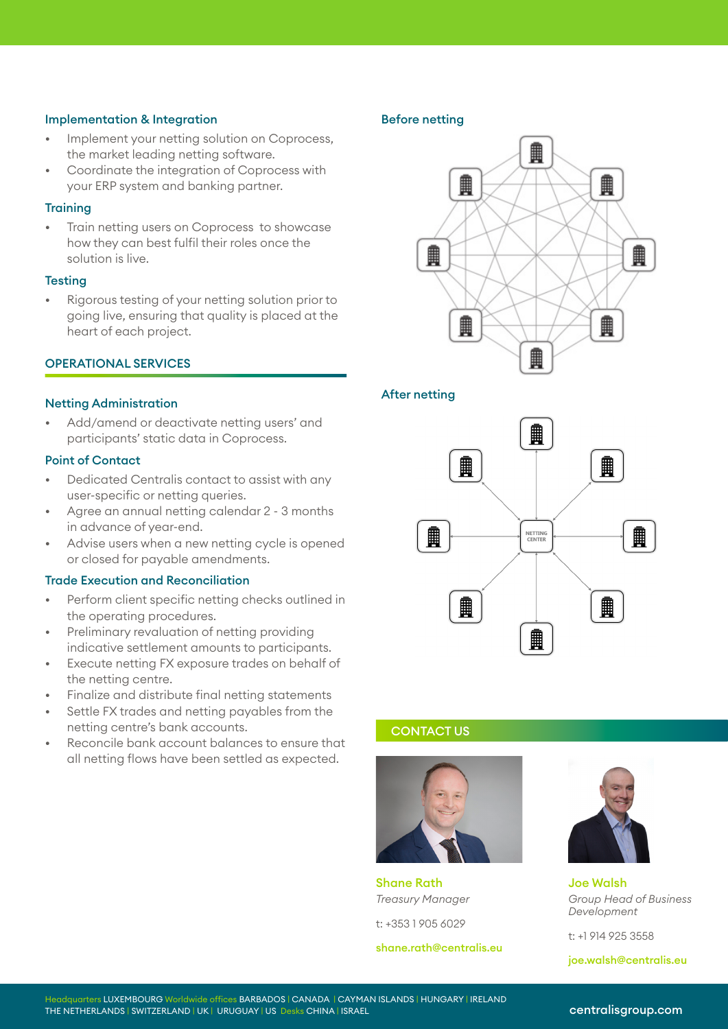### Implementation & Integration

- Implement your netting solution on Coprocess, the market leading netting software.
- Coordinate the integration of Coprocess with your ERP system and banking partner.

### Training

- Train netting users on Coprocess to showcase how they can best fulfil their roles once the solution is live.

### Testing

- Rigorous testing of your netting solution prior to going live, ensuring that quality is placed at the heart of each project.

## OPERATIONAL SERVICES

### Netting Administration

- Add/amend or deactivate netting users' and participants' static data in Coprocess.

### Point of Contact

- Dedicated Centralis contact to assist with any user-specific or netting queries.
- Agree an annual netting calendar 2 - 3 months in advance of year-end.
- Advise users when a new netting cycle is opened or closed for payable amendments.

### Trade Execution and Reconciliation

- Perform client specific netting checks outlined in the operating procedures.
- Preliminary revaluation of netting providing indicative settlement amounts to participants.
- Execute netting FX exposure trades on behalf of the netting centre.
- Finalize and distribute final netting statements
- Settle FX trades and netting payables from the netting centre's bank accounts.
- Reconcile bank account balances to ensure that all netting flows have been settled as expected.

### Before netting

### After netting

NETTING CENTER

## CONTACT US

**Shane Rath**
*Treasury Manager*

t: +353 1 905 6029

shane.rath@centralis.eu

**Joe Walsh**
*Group Head of Business Development*

t: +1 914 925 3558

joe.walsh@centralis.eu

Headquarters LUXEMBOURG Worldwide offices BARBADOS | CANADA | CAYMAN ISLANDS | HUNGARY | IRELAND
THE NETHERLANDS | SWITZERLAND | UK | URUGUAY | US Desks CHINA | ISRAEL

centralisgroup.com